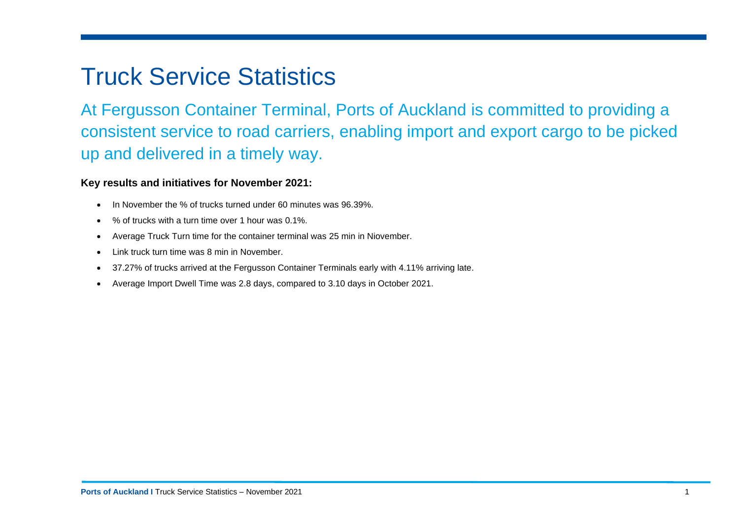# Truck Service Statistics

## At Fergusson Container Terminal, Ports of Auckland is committed to providing a consistent service to road carriers, enabling import and export cargo to be picked up and delivered in a timely way.

**Key results and initiatives for November 2021:**

- In November the % of trucks turned under 60 minutes was 96.39%.
- % of trucks with a turn time over 1 hour was 0.1%.
- Average Truck Turn time for the container terminal was 25 min in Niovember.
- Link truck turn time was 8 min in November.
- 37.27% of trucks arrived at the Fergusson Container Terminals early with 4.11% arriving late.
- Average Import Dwell Time was 2.8 days, compared to 3.10 days in October 2021.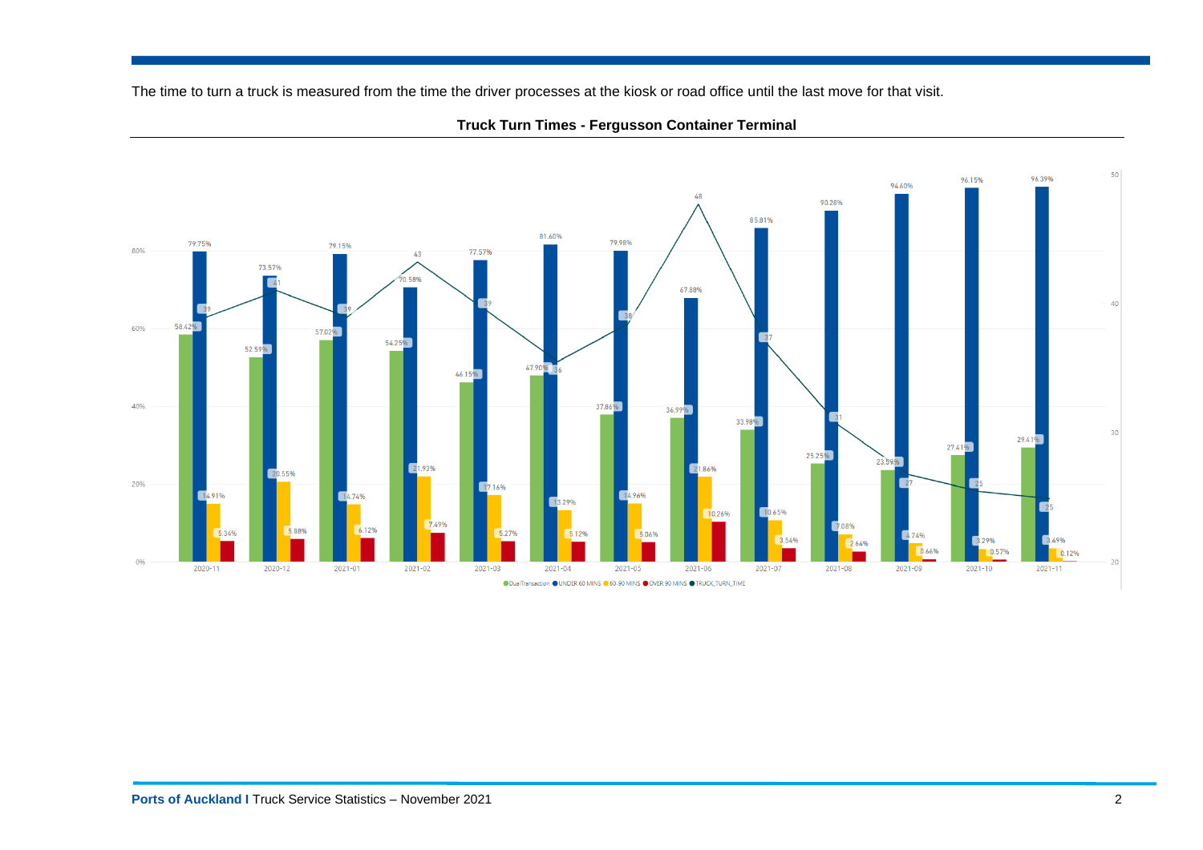The time to turn a truck is measured from the time the driver processes at the kiosk or road office until the last move for that visit.

**Truck Turn Times - Fergusson Container Terminal**

| Month | DualTransaction | UNDER 60 MINS | 60-90 MINS | OVER 90 MINS | TRUCK_TURN_TIME |
|---|---|---|---|---|---|
| 2020-11 | 58.42% | 79.75% | 14.91% | 5.34% | 39 |
| 2020-12 | 52.59% | 73.57% | 20.55% | 5.88% | 41 |
| 2021-01 | 57.02% | 79.15% | 14.74% | 6.12% | 39 |
| 2021-02 | 54.25% | 70.58% | 21.93% | 7.49% | 43 |
| 2021-03 | 46.15% | 77.57% | 17.16% | 5.27% | 39 |
| 2021-04 | 47.90% | 81.60% | 13.29% | 5.12% | 36 |
| 2021-05 | 37.86% | 79.98% | 14.96% | 5.06% | 38 |
| 2021-06 | 36.99% | 67.88% | 21.86% | 10.26% | 48 |
| 2021-07 | 33.98% | 85.81% | 10.65% | 3.54% | 37 |
| 2021-08 | 25.25% | 90.28% | 7.08% | 2.64% | 31 |
| 2021-09 | 23.59% | 94.60% | 4.74% | 0.66% | 27 |
| 2021-10 | 27.41% | 96.15% | 3.29% | 0.57% | 25 |
| 2021-11 | 29.41% | 96.39% | 3.49% | 0.12% | 25 |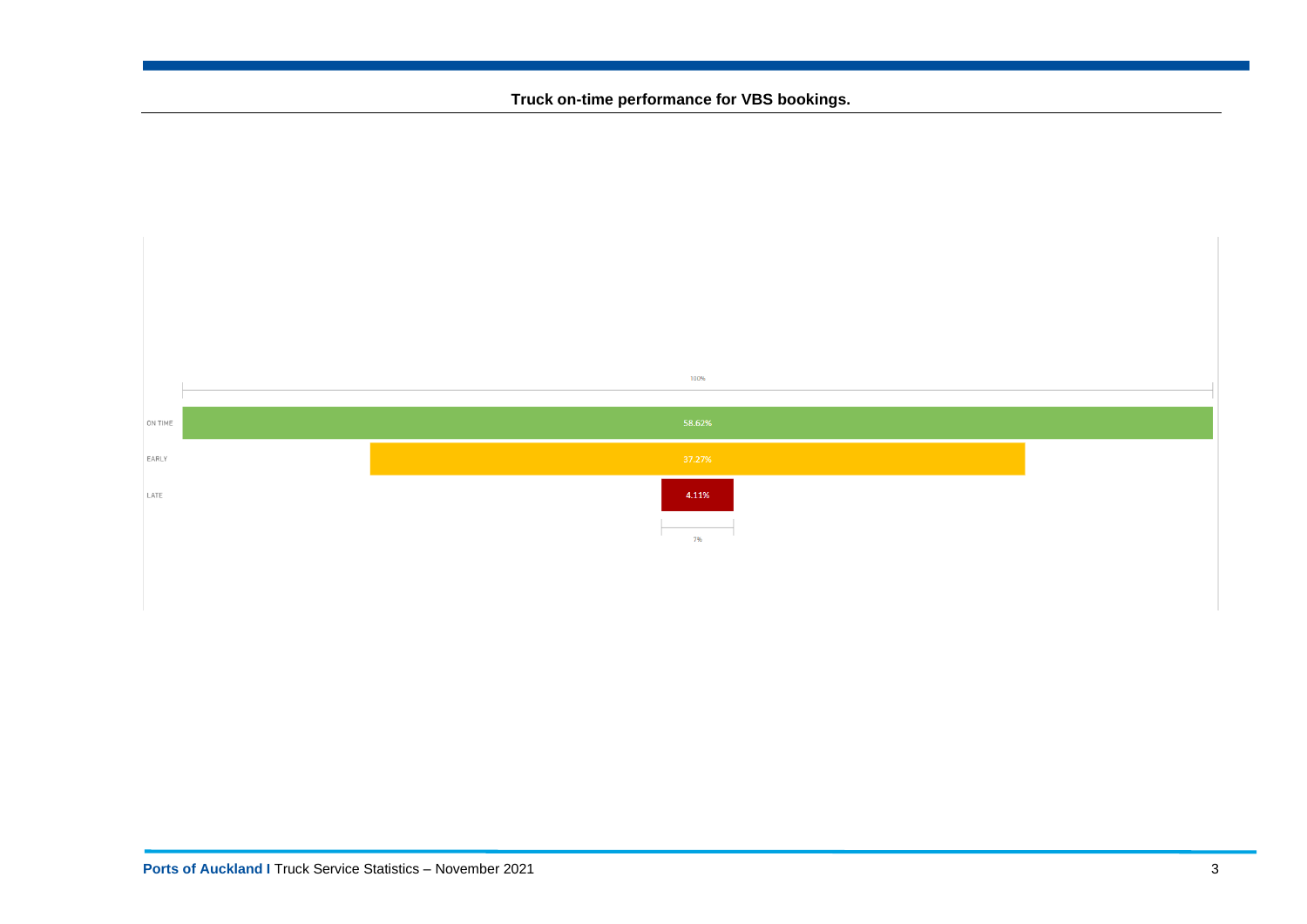**Truck on-time performance for VBS bookings.**

100%

| | |
|---|---|
| ON TIME | 58.62% |
| EARLY | 37.27% |
| LATE | 4.11% |

7%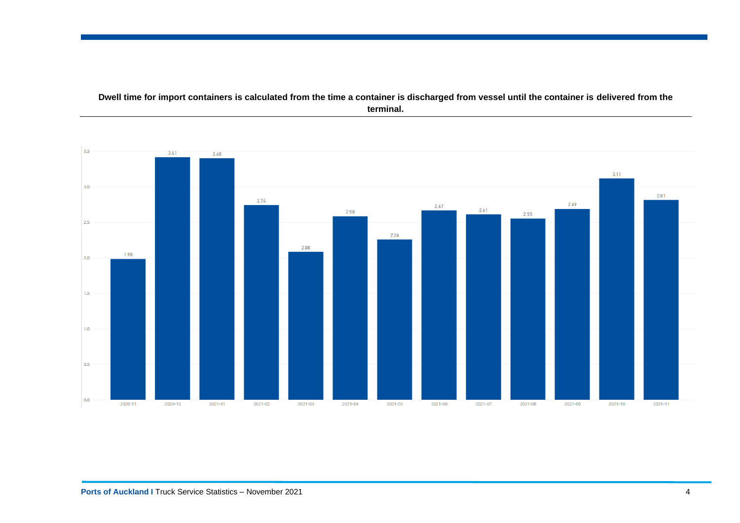**Dwell time for import containers is calculated from the time a container is discharged from vessel until the container is delivered from the terminal.**

| Month | Dwell time |
|---|---|
| 2020-11 | 1.98 |
| 2020-12 | 3.41 |
| 2021-01 | 3.40 |
| 2021-02 | 2.74 |
| 2021-03 | 2.08 |
| 2021-04 | 2.58 |
| 2021-05 | 2.26 |
| 2021-06 | 2.67 |
| 2021-07 | 2.61 |
| 2021-08 | 2.55 |
| 2021-09 | 2.69 |
| 2021-10 | 3.11 |
| 2021-11 | 2.81 |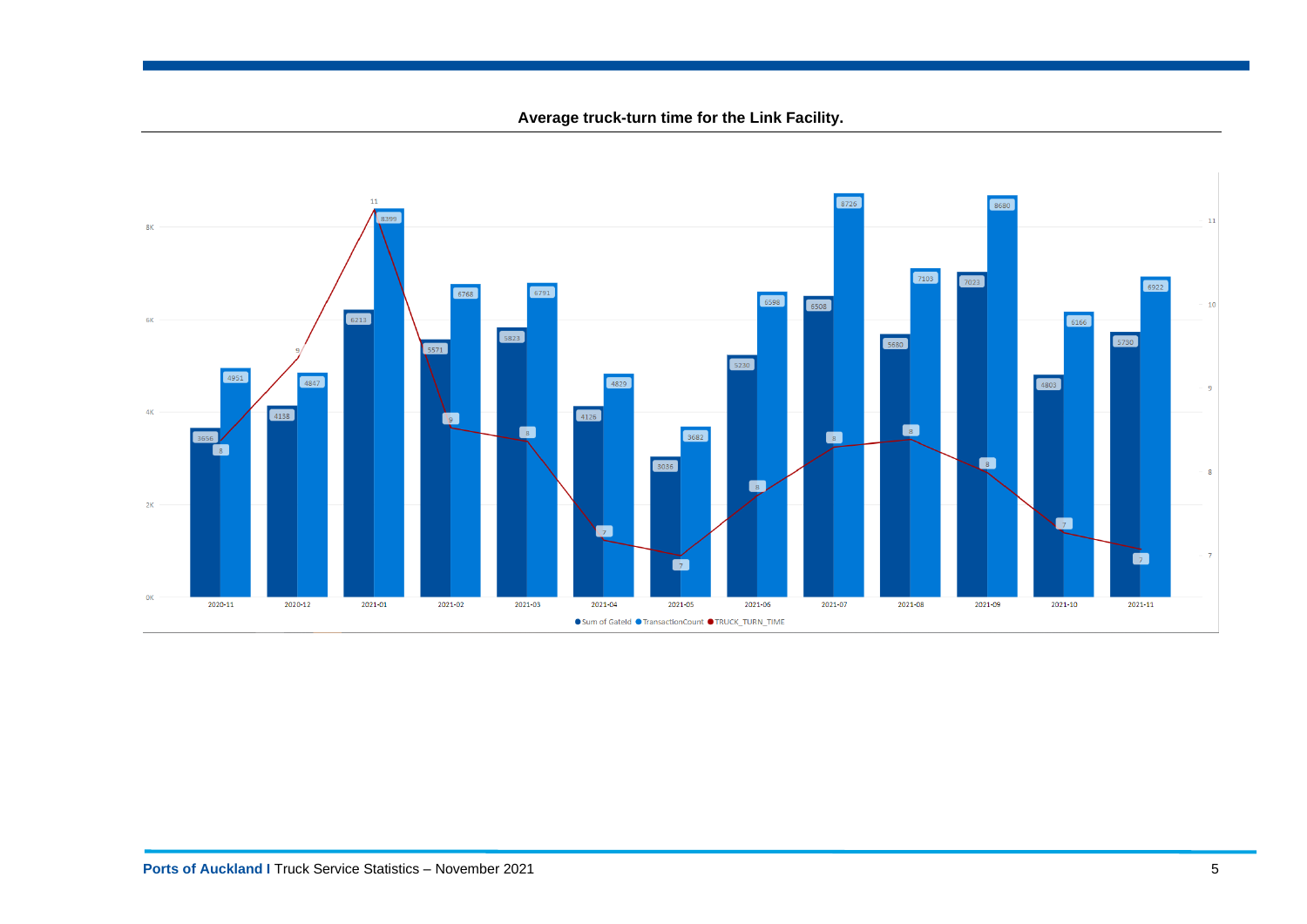**Average truck-turn time for the Link Facility.**

0K
2K
4K
6K
8K

7
8
9
10
11

2020-11
2020-12
2021-01
2021-02
2021-03
2021-04
2021-05
2021-06
2021-07
2021-08
2021-09
2021-10
2021-11

3656 4951 8
4158 4847 9
6213 8399 11
5571 6768 9
5823 6791 8
4126 4829 7
3036 3682 7
5230 6598 8
6508 8726 8
5680 7103 8
7023 8680 8
4803 6166 7
5730 6922 7

● Sum of GateId ● TransactionCount ● TRUCK_TURN_TIME